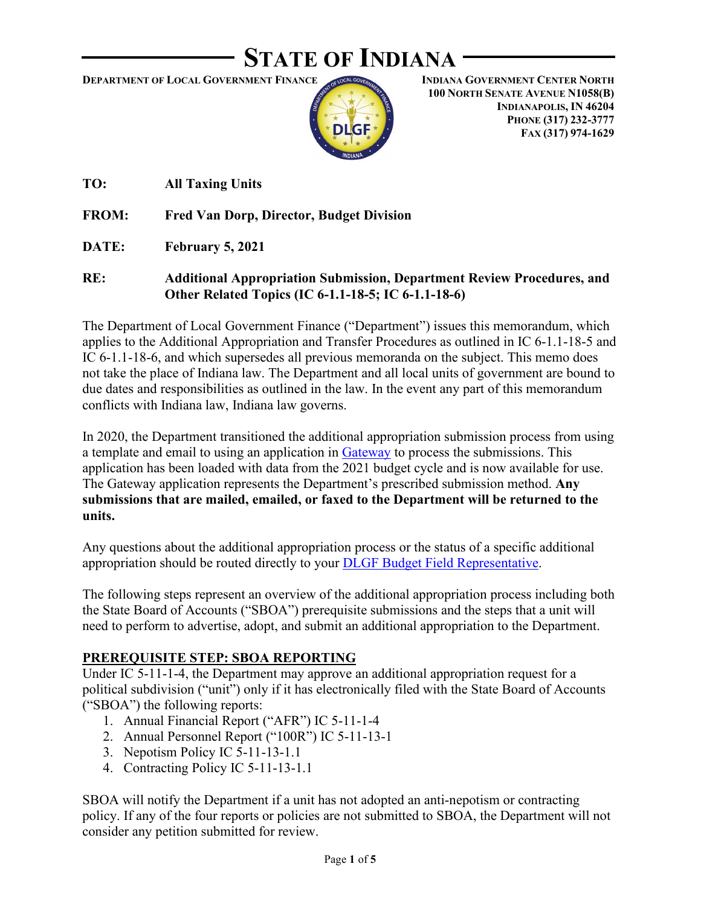# STATE OF INDIANA

**DEPARTMENT OF LOCAL GOVERNMENT FINANCE**

**INDIANA GOVERNMENT CENTER NORTH**
**100 NORTH SENATE AVENUE N1058(B)**
**INDIANAPOLIS, IN 46204**
**PHONE (317) 232-3777**
**FAX (317) 974-1629**

**TO:** **All Taxing Units**

**FROM:** **Fred Van Dorp, Director, Budget Division**

**DATE:** **February 5, 2021**

**RE:** **Additional Appropriation Submission, Department Review Procedures, and Other Related Topics (IC 6-1.1-18-5; IC 6-1.1-18-6)**

The Department of Local Government Finance ("Department") issues this memorandum, which applies to the Additional Appropriation and Transfer Procedures as outlined in IC 6-1.1-18-5 and IC 6-1.1-18-6, and which supersedes all previous memoranda on the subject. This memo does not take the place of Indiana law. The Department and all local units of government are bound to due dates and responsibilities as outlined in the law. In the event any part of this memorandum conflicts with Indiana law, Indiana law governs.

In 2020, the Department transitioned the additional appropriation submission process from using a template and email to using an application in Gateway to process the submissions. This application has been loaded with data from the 2021 budget cycle and is now available for use. The Gateway application represents the Department's prescribed submission method. **Any submissions that are mailed, emailed, or faxed to the Department will be returned to the units.**

Any questions about the additional appropriation process or the status of a specific additional appropriation should be routed directly to your DLGF Budget Field Representative.

The following steps represent an overview of the additional appropriation process including both the State Board of Accounts ("SBOA") prerequisite submissions and the steps that a unit will need to perform to advertise, adopt, and submit an additional appropriation to the Department.

## PREREQUISITE STEP: SBOA REPORTING

Under IC 5-11-1-4, the Department may approve an additional appropriation request for a political subdivision ("unit") only if it has electronically filed with the State Board of Accounts ("SBOA") the following reports:

1. Annual Financial Report ("AFR") IC 5-11-1-4
2. Annual Personnel Report ("100R") IC 5-11-13-1
3. Nepotism Policy IC 5-11-13-1.1
4. Contracting Policy IC 5-11-13-1.1

SBOA will notify the Department if a unit has not adopted an anti-nepotism or contracting policy. If any of the four reports or policies are not submitted to SBOA, the Department will not consider any petition submitted for review.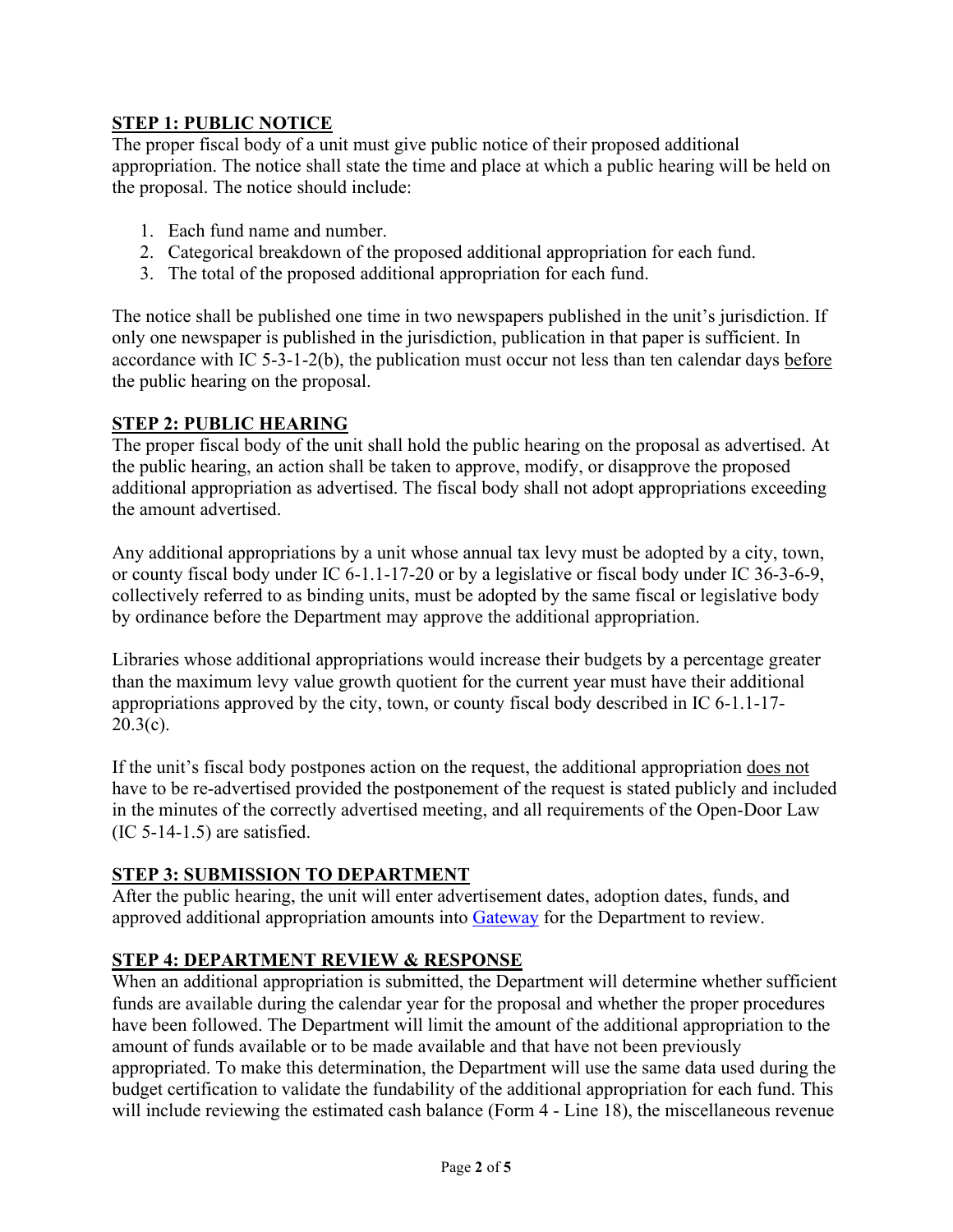## STEP 1: PUBLIC NOTICE

The proper fiscal body of a unit must give public notice of their proposed additional appropriation. The notice shall state the time and place at which a public hearing will be held on the proposal. The notice should include:

1. Each fund name and number.
2. Categorical breakdown of the proposed additional appropriation for each fund.
3. The total of the proposed additional appropriation for each fund.

The notice shall be published one time in two newspapers published in the unit's jurisdiction. If only one newspaper is published in the jurisdiction, publication in that paper is sufficient. In accordance with IC 5-3-1-2(b), the publication must occur not less than ten calendar days before the public hearing on the proposal.

## STEP 2: PUBLIC HEARING

The proper fiscal body of the unit shall hold the public hearing on the proposal as advertised. At the public hearing, an action shall be taken to approve, modify, or disapprove the proposed additional appropriation as advertised. The fiscal body shall not adopt appropriations exceeding the amount advertised.

Any additional appropriations by a unit whose annual tax levy must be adopted by a city, town, or county fiscal body under IC 6-1.1-17-20 or by a legislative or fiscal body under IC 36-3-6-9, collectively referred to as binding units, must be adopted by the same fiscal or legislative body by ordinance before the Department may approve the additional appropriation.

Libraries whose additional appropriations would increase their budgets by a percentage greater than the maximum levy value growth quotient for the current year must have their additional appropriations approved by the city, town, or county fiscal body described in IC 6-1.1-17-20.3(c).

If the unit's fiscal body postpones action on the request, the additional appropriation does not have to be re-advertised provided the postponement of the request is stated publicly and included in the minutes of the correctly advertised meeting, and all requirements of the Open-Door Law (IC 5-14-1.5) are satisfied.

## STEP 3: SUBMISSION TO DEPARTMENT

After the public hearing, the unit will enter advertisement dates, adoption dates, funds, and approved additional appropriation amounts into Gateway for the Department to review.

## STEP 4: DEPARTMENT REVIEW & RESPONSE

When an additional appropriation is submitted, the Department will determine whether sufficient funds are available during the calendar year for the proposal and whether the proper procedures have been followed. The Department will limit the amount of the additional appropriation to the amount of funds available or to be made available and that have not been previously appropriated. To make this determination, the Department will use the same data used during the budget certification to validate the fundability of the additional appropriation for each fund. This will include reviewing the estimated cash balance (Form 4 - Line 18), the miscellaneous revenue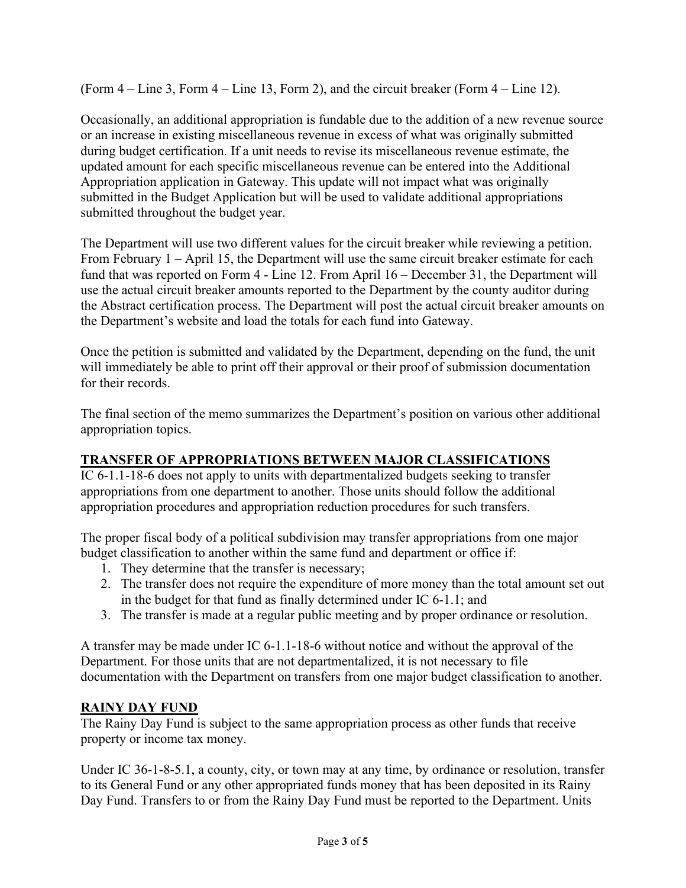(Form 4 – Line 3, Form 4 – Line 13, Form 2), and the circuit breaker (Form 4 – Line 12).

Occasionally, an additional appropriation is fundable due to the addition of a new revenue source or an increase in existing miscellaneous revenue in excess of what was originally submitted during budget certification. If a unit needs to revise its miscellaneous revenue estimate, the updated amount for each specific miscellaneous revenue can be entered into the Additional Appropriation application in Gateway. This update will not impact what was originally submitted in the Budget Application but will be used to validate additional appropriations submitted throughout the budget year.

The Department will use two different values for the circuit breaker while reviewing a petition. From February 1 – April 15, the Department will use the same circuit breaker estimate for each fund that was reported on Form 4 - Line 12. From April 16 – December 31, the Department will use the actual circuit breaker amounts reported to the Department by the county auditor during the Abstract certification process. The Department will post the actual circuit breaker amounts on the Department's website and load the totals for each fund into Gateway.

Once the petition is submitted and validated by the Department, depending on the fund, the unit will immediately be able to print off their approval or their proof of submission documentation for their records.

The final section of the memo summarizes the Department's position on various other additional appropriation topics.

## TRANSFER OF APPROPRIATIONS BETWEEN MAJOR CLASSIFICATIONS

IC 6-1.1-18-6 does not apply to units with departmentalized budgets seeking to transfer appropriations from one department to another. Those units should follow the additional appropriation procedures and appropriation reduction procedures for such transfers.

The proper fiscal body of a political subdivision may transfer appropriations from one major budget classification to another within the same fund and department or office if:

1. They determine that the transfer is necessary;
2. The transfer does not require the expenditure of more money than the total amount set out in the budget for that fund as finally determined under IC 6-1.1; and
3. The transfer is made at a regular public meeting and by proper ordinance or resolution.

A transfer may be made under IC 6-1.1-18-6 without notice and without the approval of the Department. For those units that are not departmentalized, it is not necessary to file documentation with the Department on transfers from one major budget classification to another.

## RAINY DAY FUND

The Rainy Day Fund is subject to the same appropriation process as other funds that receive property or income tax money.

Under IC 36-1-8-5.1, a county, city, or town may at any time, by ordinance or resolution, transfer to its General Fund or any other appropriated funds money that has been deposited in its Rainy Day Fund. Transfers to or from the Rainy Day Fund must be reported to the Department. Units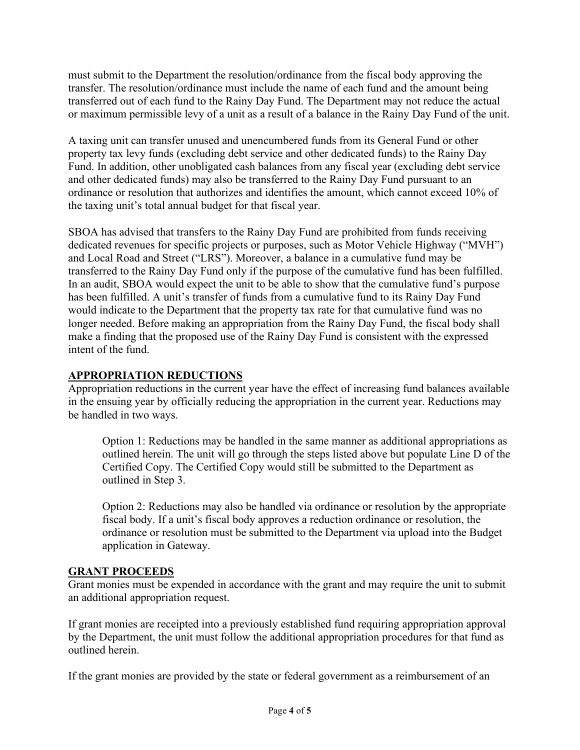must submit to the Department the resolution/ordinance from the fiscal body approving the transfer. The resolution/ordinance must include the name of each fund and the amount being transferred out of each fund to the Rainy Day Fund. The Department may not reduce the actual or maximum permissible levy of a unit as a result of a balance in the Rainy Day Fund of the unit.

A taxing unit can transfer unused and unencumbered funds from its General Fund or other property tax levy funds (excluding debt service and other dedicated funds) to the Rainy Day Fund. In addition, other unobligated cash balances from any fiscal year (excluding debt service and other dedicated funds) may also be transferred to the Rainy Day Fund pursuant to an ordinance or resolution that authorizes and identifies the amount, which cannot exceed 10% of the taxing unit's total annual budget for that fiscal year.

SBOA has advised that transfers to the Rainy Day Fund are prohibited from funds receiving dedicated revenues for specific projects or purposes, such as Motor Vehicle Highway ("MVH") and Local Road and Street ("LRS"). Moreover, a balance in a cumulative fund may be transferred to the Rainy Day Fund only if the purpose of the cumulative fund has been fulfilled. In an audit, SBOA would expect the unit to be able to show that the cumulative fund's purpose has been fulfilled. A unit's transfer of funds from a cumulative fund to its Rainy Day Fund would indicate to the Department that the property tax rate for that cumulative fund was no longer needed. Before making an appropriation from the Rainy Day Fund, the fiscal body shall make a finding that the proposed use of the Rainy Day Fund is consistent with the expressed intent of the fund.

## APPROPRIATION REDUCTIONS

Appropriation reductions in the current year have the effect of increasing fund balances available in the ensuing year by officially reducing the appropriation in the current year. Reductions may be handled in two ways.

> Option 1: Reductions may be handled in the same manner as additional appropriations as outlined herein. The unit will go through the steps listed above but populate Line D of the Certified Copy. The Certified Copy would still be submitted to the Department as outlined in Step 3.
>
> Option 2: Reductions may also be handled via ordinance or resolution by the appropriate fiscal body. If a unit's fiscal body approves a reduction ordinance or resolution, the ordinance or resolution must be submitted to the Department via upload into the Budget application in Gateway.

## GRANT PROCEEDS

Grant monies must be expended in accordance with the grant and may require the unit to submit an additional appropriation request.

If grant monies are receipted into a previously established fund requiring appropriation approval by the Department, the unit must follow the additional appropriation procedures for that fund as outlined herein.

If the grant monies are provided by the state or federal government as a reimbursement of an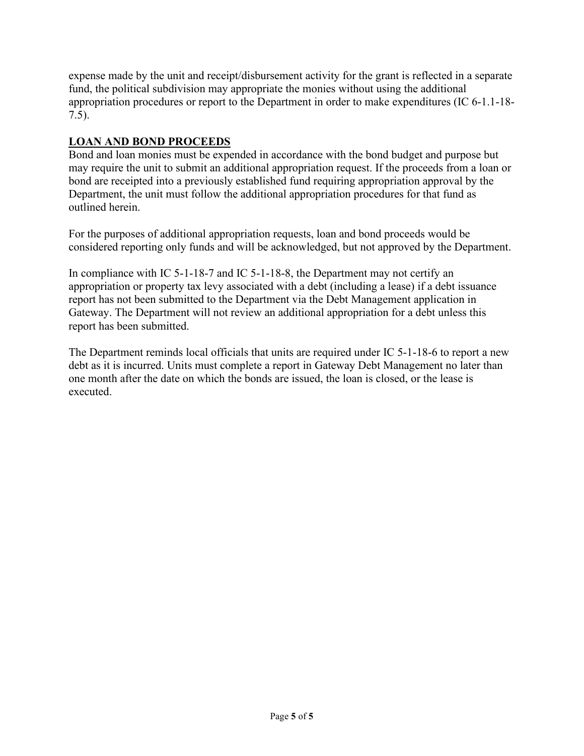expense made by the unit and receipt/disbursement activity for the grant is reflected in a separate fund, the political subdivision may appropriate the monies without using the additional appropriation procedures or report to the Department in order to make expenditures (IC 6-1.1-18-7.5).

## LOAN AND BOND PROCEEDS

Bond and loan monies must be expended in accordance with the bond budget and purpose but may require the unit to submit an additional appropriation request. If the proceeds from a loan or bond are receipted into a previously established fund requiring appropriation approval by the Department, the unit must follow the additional appropriation procedures for that fund as outlined herein.

For the purposes of additional appropriation requests, loan and bond proceeds would be considered reporting only funds and will be acknowledged, but not approved by the Department.

In compliance with IC 5-1-18-7 and IC 5-1-18-8, the Department may not certify an appropriation or property tax levy associated with a debt (including a lease) if a debt issuance report has not been submitted to the Department via the Debt Management application in Gateway. The Department will not review an additional appropriation for a debt unless this report has been submitted.

The Department reminds local officials that units are required under IC 5-1-18-6 to report a new debt as it is incurred. Units must complete a report in Gateway Debt Management no later than one month after the date on which the bonds are issued, the loan is closed, or the lease is executed.